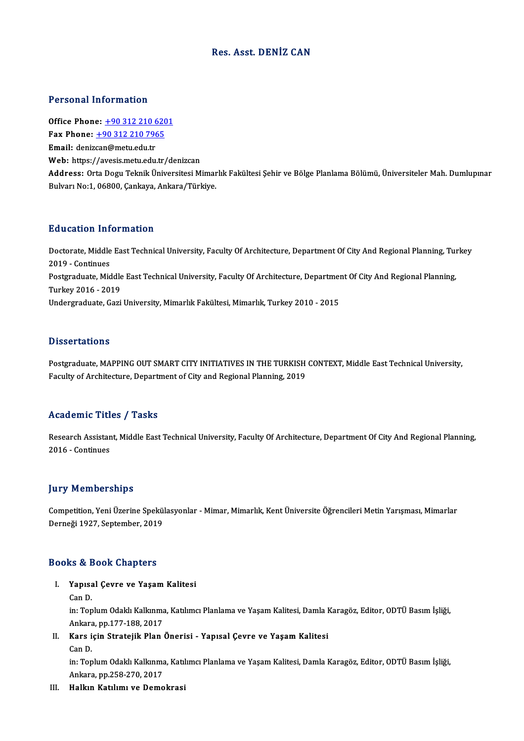# Res. Asst. DENİZ CAN

## Personal Information

**Office Phone:** +90 312 210 6201
**Fax Phone:** +90 312 210 7965
**Email:** denizcan@metu.edu.tr
**Web:** https://avesis.metu.edu.tr/denizcan
**Address:** Orta Dogu Teknik Üniversitesi Mimarlık Fakültesi Şehir ve Bölge Planlama Bölümü, Üniversiteler Mah. Dumlupınar Bulvarı No:1, 06800, Çankaya, Ankara/Türkiye.

## Education Information

Doctorate, Middle East Technical University, Faculty Of Architecture, Department Of City And Regional Planning, Turkey 2019 - Continues
Postgraduate, Middle East Technical University, Faculty Of Architecture, Department Of City And Regional Planning, Turkey 2016 - 2019
Undergraduate, Gazi University, Mimarlık Fakültesi, Mimarlık, Turkey 2010 - 2015

## Dissertations

Postgraduate, MAPPING OUT SMART CITY INITIATIVES IN THE TURKISH CONTEXT, Middle East Technical University, Faculty of Architecture, Department of City and Regional Planning, 2019

## Academic Titles / Tasks

Research Assistant, Middle East Technical University, Faculty Of Architecture, Department Of City And Regional Planning, 2016 - Continues

## Jury Memberships

Competition, Yeni Üzerine Spekülasyonlar - Mimar, Mimarlık, Kent Üniversite Öğrencileri Metin Yarışması, Mimarlar Derneği 1927, September, 2019

## Books & Book Chapters

I. **Yapısal Çevre ve Yaşam Kalitesi**
Can D.
in: Toplum Odaklı Kalkınma, Katılımcı Planlama ve Yaşam Kalitesi, Damla Karagöz, Editor, ODTÜ Basım İşliği, Ankara, pp.177-188, 2017

II. **Kars için Stratejik Plan Önerisi - Yapısal Çevre ve Yaşam Kalitesi**
Can D.
in: Toplum Odaklı Kalkınma, Katılımcı Planlama ve Yaşam Kalitesi, Damla Karagöz, Editor, ODTÜ Basım İşliği, Ankara, pp.258-270, 2017

III. **Halkın Katılımı ve Demokrasi**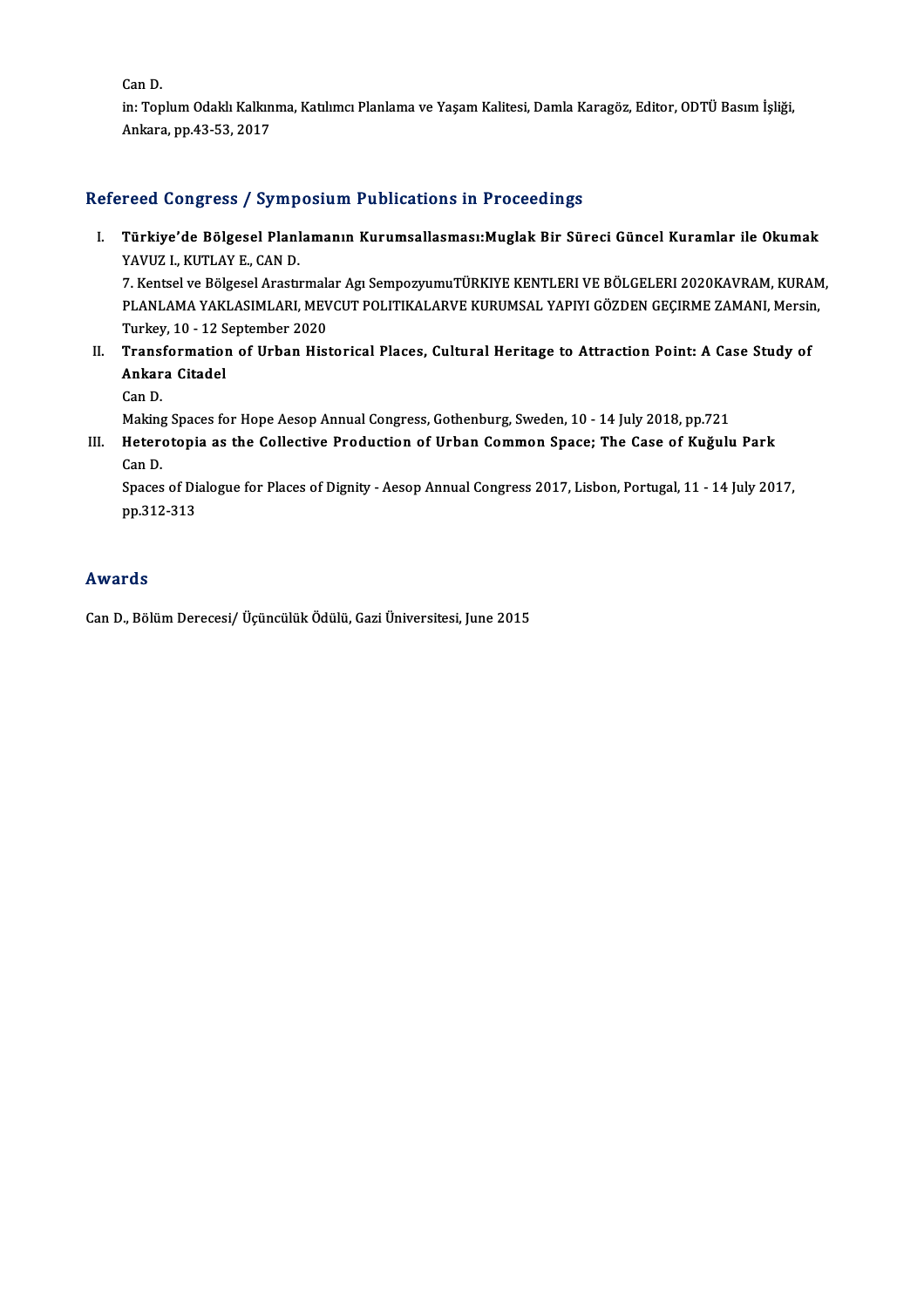Can D.

in: Toplum Odaklı Kalkınma, Katılımcı Planlama ve Yaşam Kalitesi, Damla Karagöz, Editor, ODTÜ Basım İşliği, Ankara, pp.43-53, 2017

## Refereed Congress / Symposium Publications in Proceedings

I. **Türkiye'de Bölgesel Planlamanın Kurumsallasması:Muglak Bir Süreci Güncel Kuramlar ile Okumak**
   YAVUZ I., KUTLAY E., CAN D.
   7. Kentsel ve Bölgesel Arastırmalar Agı SempozyumuTÜRKIYE KENTLERI VE BÖLGELERI 2020KAVRAM, KURAM, PLANLAMA YAKLASIMLARI, MEVCUT POLITIKALARVE KURUMSAL YAPIYI GÖZDEN GEÇIRME ZAMANI, Mersin, Turkey, 10 - 12 September 2020

II. **Transformation of Urban Historical Places, Cultural Heritage to Attraction Point: A Case Study of Ankara Citadel**
   Can D.
   Making Spaces for Hope Aesop Annual Congress, Gothenburg, Sweden, 10 - 14 July 2018, pp.721

III. **Heterotopia as the Collective Production of Urban Common Space; The Case of Kuğulu Park**
   Can D.
   Spaces of Dialogue for Places of Dignity - Aesop Annual Congress 2017, Lisbon, Portugal, 11 - 14 July 2017, pp.312-313

## Awards

Can D., Bölüm Derecesi/ Üçüncülük Ödülü, Gazi Üniversitesi, June 2015